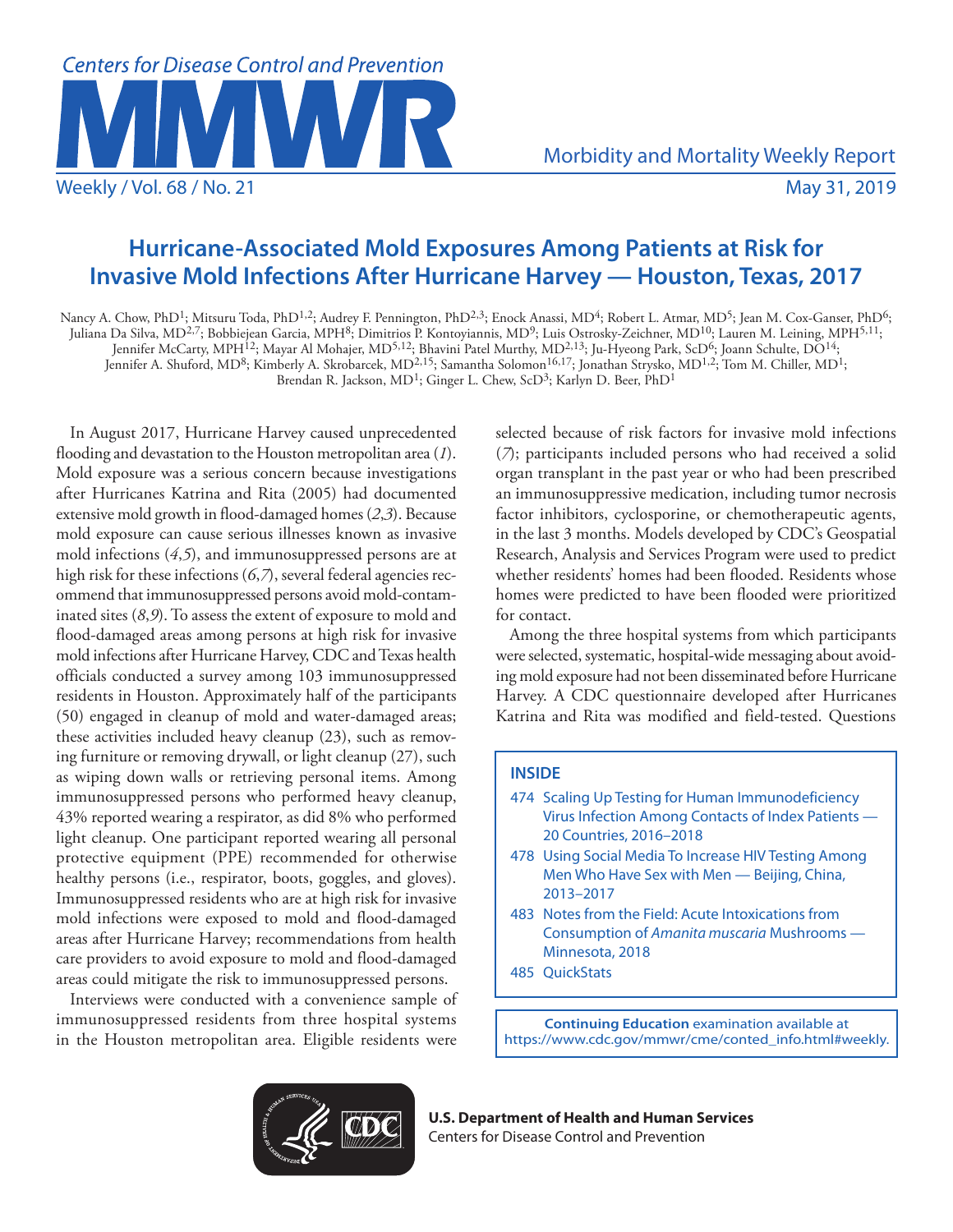# Hurricane-Associated Mold Exposures Among Patients at Risk for Invasive Mold Infections After Hurricane Harvey — Houston, Texas, 2017

Nancy A. Chow, PhD[1]; Mitsuru Toda, PhD[1,2]; Audrey F. Pennington, PhD[2,3]; Enock Anassi, MD[4]; Robert L. Atmar, MD[5]; Jean M. Cox-Ganser, PhD[6]; Juliana Da Silva, MD[2,7]; Bobbiejean Garcia, MPH[8]; Dimitrios P. Kontoyiannis, MD[9]; Luis Ostrosky-Zeichner, MD[10]; Lauren M. Leining, MPH[5,11]; Jennifer McCarty, MPH[12]; Mayar Al Mohajer, MD[5,12]; Bhavini Patel Murthy, MD[2,13]; Ju-Hyeong Park, ScD[6]; Joann Schulte, DO[14]; Jennifer A. Shuford, MD[8]; Kimberly A. Skrobarcek, MD[2,15]; Samantha Solomon[16,17]; Jonathan Strysko, MD[1,2]; Tom M. Chiller, MD[1]; Brendan R. Jackson, MD[1]; Ginger L. Chew, ScD[3]; Karlyn D. Beer, PhD[1]

In August 2017, Hurricane Harvey caused unprecedented flooding and devastation to the Houston metropolitan area (*1*). Mold exposure was a serious concern because investigations after Hurricanes Katrina and Rita (2005) had documented extensive mold growth in flood-damaged homes (*2*,*3*). Because mold exposure can cause serious illnesses known as invasive mold infections (*4*,*5*), and immunosuppressed persons are at high risk for these infections (*6*,*7*), several federal agencies recommend that immunosuppressed persons avoid mold-contaminated sites (*8*,*9*). To assess the extent of exposure to mold and flood-damaged areas among persons at high risk for invasive mold infections after Hurricane Harvey, CDC and Texas health officials conducted a survey among 103 immunosuppressed residents in Houston. Approximately half of the participants (50) engaged in cleanup of mold and water-damaged areas; these activities included heavy cleanup (23), such as removing furniture or removing drywall, or light cleanup (27), such as wiping down walls or retrieving personal items. Among immunosuppressed persons who performed heavy cleanup, 43% reported wearing a respirator, as did 8% who performed light cleanup. One participant reported wearing all personal protective equipment (PPE) recommended for otherwise healthy persons (i.e., respirator, boots, goggles, and gloves). Immunosuppressed residents who are at high risk for invasive mold infections were exposed to mold and flood-damaged areas after Hurricane Harvey; recommendations from health care providers to avoid exposure to mold and flood-damaged areas could mitigate the risk to immunosuppressed persons.

Interviews were conducted with a convenience sample of immunosuppressed residents from three hospital systems in the Houston metropolitan area. Eligible residents were selected because of risk factors for invasive mold infections (*7*); participants included persons who had received a solid organ transplant in the past year or who had been prescribed an immunosuppressive medication, including tumor necrosis factor inhibitors, cyclosporine, or chemotherapeutic agents, in the last 3 months. Models developed by CDC's Geospatial Research, Analysis and Services Program were used to predict whether residents' homes had been flooded. Residents whose homes were predicted to have been flooded were prioritized for contact.

Among the three hospital systems from which participants were selected, systematic, hospital-wide messaging about avoiding mold exposure had not been disseminated before Hurricane Harvey. A CDC questionnaire developed after Hurricanes Katrina and Rita was modified and field-tested. Questions

**INSIDE**

- 474 Scaling Up Testing for Human Immunodeficiency Virus Infection Among Contacts of Index Patients — 20 Countries, 2016–2018
- 478 Using Social Media To Increase HIV Testing Among Men Who Have Sex with Men — Beijing, China, 2013–2017
- 483 Notes from the Field: Acute Intoxications from Consumption of *Amanita muscaria* Mushrooms — Minnesota, 2018
- 485 QuickStats

**Continuing Education** examination available at https://www.cdc.gov/mmwr/cme/conted_info.html#weekly.

**U.S. Department of Health and Human Services**
Centers for Disease Control and Prevention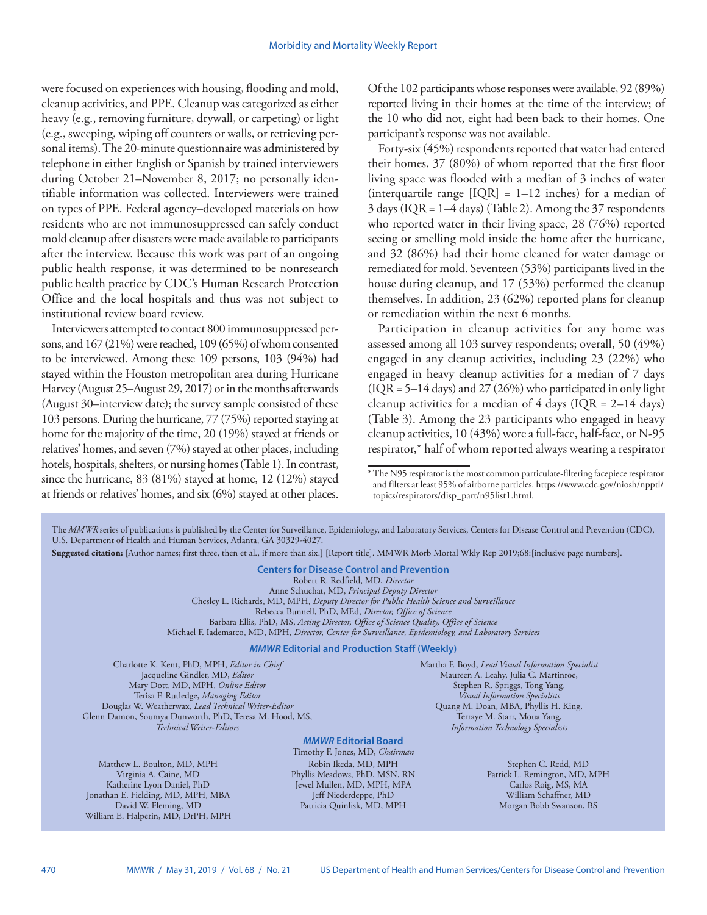were focused on experiences with housing, flooding and mold, cleanup activities, and PPE. Cleanup was categorized as either heavy (e.g., removing furniture, drywall, or carpeting) or light (e.g., sweeping, wiping off counters or walls, or retrieving personal items). The 20-minute questionnaire was administered by telephone in either English or Spanish by trained interviewers during October 21–November 8, 2017; no personally identifiable information was collected. Interviewers were trained on types of PPE. Federal agency–developed materials on how residents who are not immunosuppressed can safely conduct mold cleanup after disasters were made available to participants after the interview. Because this work was part of an ongoing public health response, it was determined to be nonresearch public health practice by CDC's Human Research Protection Office and the local hospitals and thus was not subject to institutional review board review.

Interviewers attempted to contact 800 immunosuppressed persons, and 167 (21%) were reached, 109 (65%) of whom consented to be interviewed. Among these 109 persons, 103 (94%) had stayed within the Houston metropolitan area during Hurricane Harvey (August 25–August 29, 2017) or in the months afterwards (August 30–interview date); the survey sample consisted of these 103 persons. During the hurricane, 77 (75%) reported staying at home for the majority of the time, 20 (19%) stayed at friends or relatives' homes, and seven (7%) stayed at other places, including hotels, hospitals, shelters, or nursing homes (Table 1). In contrast, since the hurricane, 83 (81%) stayed at home, 12 (12%) stayed at friends or relatives' homes, and six (6%) stayed at other places.

Of the 102 participants whose responses were available, 92 (89%) reported living in their homes at the time of the interview; of the 10 who did not, eight had been back to their homes. One participant's response was not available.

Forty-six (45%) respondents reported that water had entered their homes, 37 (80%) of whom reported that the first floor living space was flooded with a median of 3 inches of water (interquartile range [IQR] = 1–12 inches) for a median of 3 days (IQR = 1–4 days) (Table 2). Among the 37 respondents who reported water in their living space, 28 (76%) reported seeing or smelling mold inside the home after the hurricane, and 32 (86%) had their home cleaned for water damage or remediated for mold. Seventeen (53%) participants lived in the house during cleanup, and 17 (53%) performed the cleanup themselves. In addition, 23 (62%) reported plans for cleanup or remediation within the next 6 months.

Participation in cleanup activities for any home was assessed among all 103 survey respondents; overall, 50 (49%) engaged in any cleanup activities, including 23 (22%) who engaged in heavy cleanup activities for a median of 7 days (IQR = 5–14 days) and 27 (26%) who participated in only light cleanup activities for a median of 4 days (IQR = 2–14 days) (Table 3). Among the 23 participants who engaged in heavy cleanup activities, 10 (43%) wore a full-face, half-face, or N-95 respirator,* half of whom reported always wearing a respirator

* The N95 respirator is the most common particulate-filtering facepiece respirator and filters at least 95% of airborne particles. https://www.cdc.gov/niosh/npptl/topics/respirators/disp_part/n95list1.html.

The *MMWR* series of publications is published by the Center for Surveillance, Epidemiology, and Laboratory Services, Centers for Disease Control and Prevention (CDC), U.S. Department of Health and Human Services, Atlanta, GA 30329-4027.

**Suggested citation:** [Author names; first three, then et al., if more than six.] [Report title]. MMWR Morb Mortal Wkly Rep 2019;68:[inclusive page numbers].

**Centers for Disease Control and Prevention**

Robert R. Redfield, MD, *Director*
Anne Schuchat, MD, *Principal Deputy Director*
Chesley L. Richards, MD, MPH, *Deputy Director for Public Health Science and Surveillance*
Rebecca Bunnell, PhD, MEd, *Director, Office of Science*
Barbara Ellis, PhD, MS, *Acting Director, Office of Science Quality, Office of Science*
Michael F. Iademarco, MD, MPH, *Director, Center for Surveillance, Epidemiology, and Laboratory Services*

***MMWR* Editorial and Production Staff (Weekly)**

Charlotte K. Kent, PhD, MPH, *Editor in Chief*
Jacqueline Gindler, MD, *Editor*
Mary Dott, MD, MPH, *Online Editor*
Terisa F. Rutledge, *Managing Editor*
Douglas W. Weatherwax, *Lead Technical Writer-Editor*
Glenn Damon, Soumya Dunworth, PhD, Teresa M. Hood, MS, *Technical Writer-Editors*

Martha F. Boyd, *Lead Visual Information Specialist*
Maureen A. Leahy, Julia C. Martinroe, Stephen R. Spriggs, Tong Yang, *Visual Information Specialists*
Quang M. Doan, MBA, Phyllis H. King, Terraye M. Starr, Moua Yang, *Information Technology Specialists*

***MMWR* Editorial Board**

Timothy F. Jones, MD, *Chairman*
Matthew L. Boulton, MD, MPH
Virginia A. Caine, MD
Katherine Lyon Daniel, PhD
Jonathan E. Fielding, MD, MPH, MBA
David W. Fleming, MD
William E. Halperin, MD, DrPH, MPH
Robin Ikeda, MD, MPH
Phyllis Meadows, PhD, MSN, RN
Jewel Mullen, MD, MPH, MPA
Jeff Niederdeppe, PhD
Patricia Quinlisk, MD, MPH
Stephen C. Redd, MD
Patrick L. Remington, MD, MPH
Carlos Roig, MS, MA
William Schaffner, MD
Morgan Bobb Swanson, BS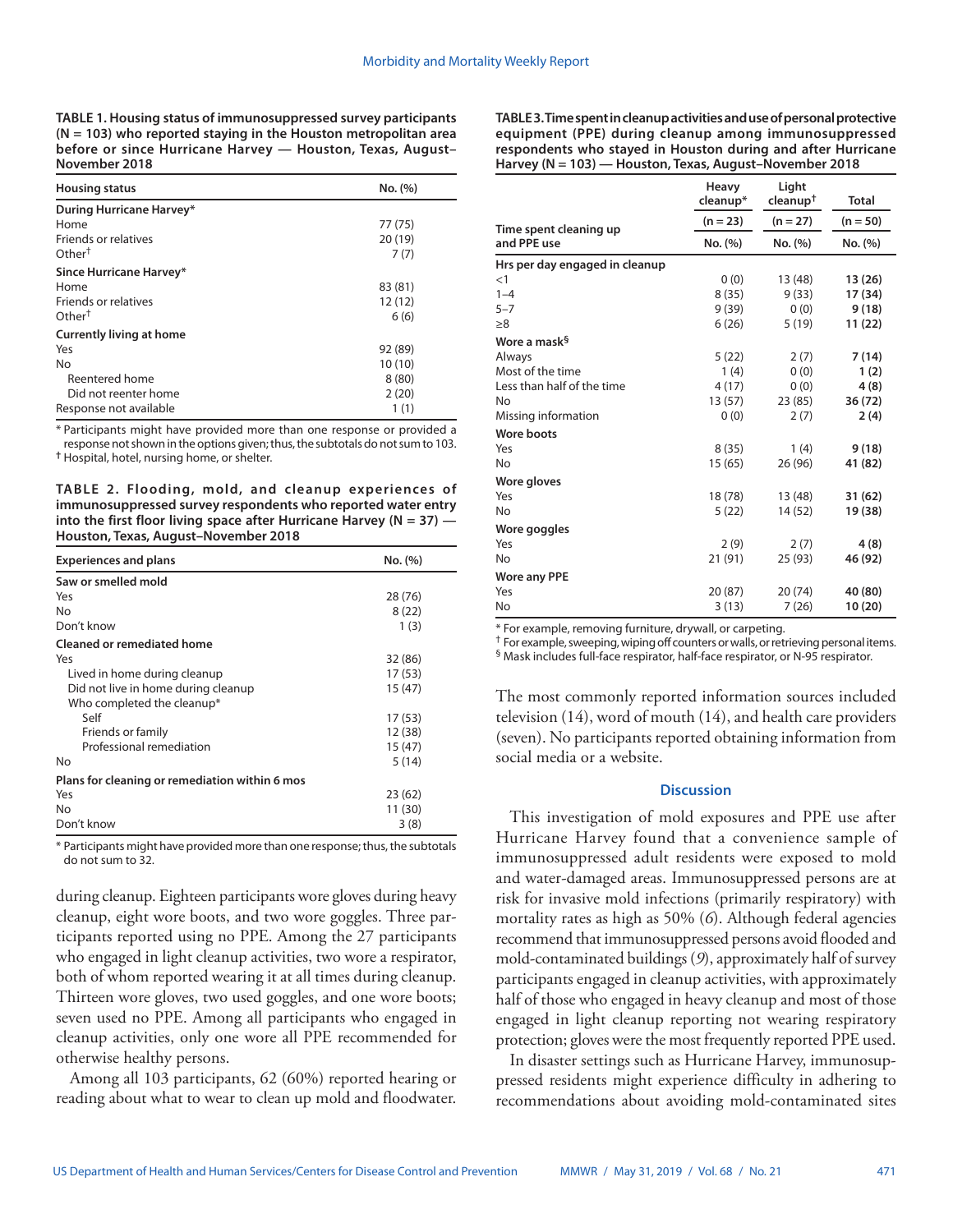**TABLE 1. Housing status of immunosuppressed survey participants (N = 103) who reported staying in the Houston metropolitan area before or since Hurricane Harvey — Houston, Texas, August–November 2018**

| Housing status | No. (%) |
|---|---|
| **During Hurricane Harvey*** | |
| Home | 77 (75) |
| Friends or relatives | 20 (19) |
| Other† | 7 (7) |
| **Since Hurricane Harvey*** | |
| Home | 83 (81) |
| Friends or relatives | 12 (12) |
| Other† | 6 (6) |
| **Currently living at home** | |
| Yes | 92 (89) |
| No | 10 (10) |
| Reentered home | 8 (80) |
| Did not reenter home | 2 (20) |
| Response not available | 1 (1) |

* Participants might have provided more than one response or provided a response not shown in the options given; thus, the subtotals do not sum to 103.
† Hospital, hotel, nursing home, or shelter.

**TABLE 2. Flooding, mold, and cleanup experiences of immunosuppressed survey respondents who reported water entry into the first floor living space after Hurricane Harvey (N = 37) — Houston, Texas, August–November 2018**

| Experiences and plans | No. (%) |
|---|---|
| **Saw or smelled mold** | |
| Yes | 28 (76) |
| No | 8 (22) |
| Don't know | 1 (3) |
| **Cleaned or remediated home** | |
| Yes | 32 (86) |
| Lived in home during cleanup | 17 (53) |
| Did not live in home during cleanup | 15 (47) |
| Who completed the cleanup* | |
| Self | 17 (53) |
| Friends or family | 12 (38) |
| Professional remediation | 15 (47) |
| No | 5 (14) |
| **Plans for cleaning or remediation within 6 mos** | |
| Yes | 23 (62) |
| No | 11 (30) |
| Don't know | 3 (8) |

* Participants might have provided more than one response; thus, the subtotals do not sum to 32.

during cleanup. Eighteen participants wore gloves during heavy cleanup, eight wore boots, and two wore goggles. Three participants reported using no PPE. Among the 27 participants who engaged in light cleanup activities, two wore a respirator, both of whom reported wearing it at all times during cleanup. Thirteen wore gloves, two used goggles, and one wore boots; seven used no PPE. Among all participants who engaged in cleanup activities, only one wore all PPE recommended for otherwise healthy persons.

Among all 103 participants, 62 (60%) reported hearing or reading about what to wear to clean up mold and floodwater.

**TABLE 3. Time spent in cleanup activities and use of personal protective equipment (PPE) during cleanup among immunosuppressed respondents who stayed in Houston during and after Hurricane Harvey (N = 103) — Houston, Texas, August–November 2018**

| Time spent cleaning up and PPE use | Heavy cleanup* (n = 23) No. (%) | Light cleanup† (n = 27) No. (%) | Total (n = 50) No. (%) |
|---|---|---|---|
| **Hrs per day engaged in cleanup** | | | |
| <1 | 0 (0) | 13 (48) | **13 (26)** |
| 1–4 | 8 (35) | 9 (33) | **17 (34)** |
| 5–7 | 9 (39) | 0 (0) | **9 (18)** |
| ≥8 | 6 (26) | 5 (19) | **11 (22)** |
| **Wore a mask§** | | | |
| Always | 5 (22) | 2 (7) | **7 (14)** |
| Most of the time | 1 (4) | 0 (0) | **1 (2)** |
| Less than half of the time | 4 (17) | 0 (0) | **4 (8)** |
| No | 13 (57) | 23 (85) | **36 (72)** |
| Missing information | 0 (0) | 2 (7) | **2 (4)** |
| **Wore boots** | | | |
| Yes | 8 (35) | 1 (4) | **9 (18)** |
| No | 15 (65) | 26 (96) | **41 (82)** |
| **Wore gloves** | | | |
| Yes | 18 (78) | 13 (48) | **31 (62)** |
| No | 5 (22) | 14 (52) | **19 (38)** |
| **Wore goggles** | | | |
| Yes | 2 (9) | 2 (7) | **4 (8)** |
| No | 21 (91) | 25 (93) | **46 (92)** |
| **Wore any PPE** | | | |
| Yes | 20 (87) | 20 (74) | **40 (80)** |
| No | 3 (13) | 7 (26) | **10 (20)** |

* For example, removing furniture, drywall, or carpeting.
† For example, sweeping, wiping off counters or walls, or retrieving personal items.
§ Mask includes full-face respirator, half-face respirator, or N-95 respirator.

The most commonly reported information sources included television (14), word of mouth (14), and health care providers (seven). No participants reported obtaining information from social media or a website.

## Discussion

This investigation of mold exposures and PPE use after Hurricane Harvey found that a convenience sample of immunosuppressed adult residents were exposed to mold and water-damaged areas. Immunosuppressed persons are at risk for invasive mold infections (primarily respiratory) with mortality rates as high as 50% (*6*). Although federal agencies recommend that immunosuppressed persons avoid flooded and mold-contaminated buildings (*9*), approximately half of survey participants engaged in cleanup activities, with approximately half of those who engaged in heavy cleanup and most of those engaged in light cleanup reporting not wearing respiratory protection; gloves were the most frequently reported PPE used.

In disaster settings such as Hurricane Harvey, immunosuppressed residents might experience difficulty in adhering to recommendations about avoiding mold-contaminated sites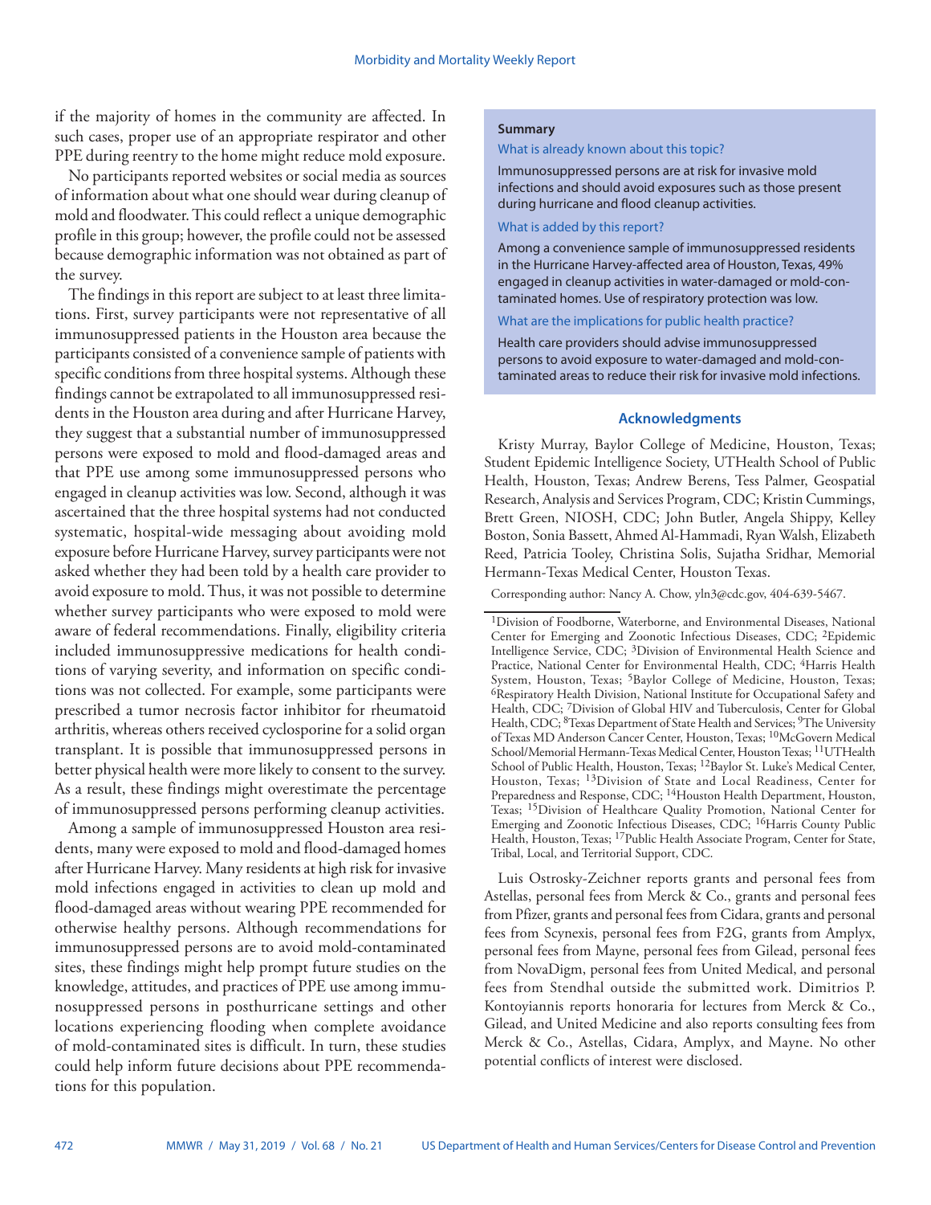if the majority of homes in the community are affected. In such cases, proper use of an appropriate respirator and other PPE during reentry to the home might reduce mold exposure.

No participants reported websites or social media as sources of information about what one should wear during cleanup of mold and floodwater. This could reflect a unique demographic profile in this group; however, the profile could not be assessed because demographic information was not obtained as part of the survey.

The findings in this report are subject to at least three limitations. First, survey participants were not representative of all immunosuppressed patients in the Houston area because the participants consisted of a convenience sample of patients with specific conditions from three hospital systems. Although these findings cannot be extrapolated to all immunosuppressed residents in the Houston area during and after Hurricane Harvey, they suggest that a substantial number of immunosuppressed persons were exposed to mold and flood-damaged areas and that PPE use among some immunosuppressed persons who engaged in cleanup activities was low. Second, although it was ascertained that the three hospital systems had not conducted systematic, hospital-wide messaging about avoiding mold exposure before Hurricane Harvey, survey participants were not asked whether they had been told by a health care provider to avoid exposure to mold. Thus, it was not possible to determine whether survey participants who were exposed to mold were aware of federal recommendations. Finally, eligibility criteria included immunosuppressive medications for health conditions of varying severity, and information on specific conditions was not collected. For example, some participants were prescribed a tumor necrosis factor inhibitor for rheumatoid arthritis, whereas others received cyclosporine for a solid organ transplant. It is possible that immunosuppressed persons in better physical health were more likely to consent to the survey. As a result, these findings might overestimate the percentage of immunosuppressed persons performing cleanup activities.

Among a sample of immunosuppressed Houston area residents, many were exposed to mold and flood-damaged homes after Hurricane Harvey. Many residents at high risk for invasive mold infections engaged in activities to clean up mold and flood-damaged areas without wearing PPE recommended for otherwise healthy persons. Although recommendations for immunosuppressed persons are to avoid mold-contaminated sites, these findings might help prompt future studies on the knowledge, attitudes, and practices of PPE use among immunosuppressed persons in posthurricane settings and other locations experiencing flooding when complete avoidance of mold-contaminated sites is difficult. In turn, these studies could help inform future decisions about PPE recommendations for this population.

**Summary**

What is already known about this topic?

Immunosuppressed persons are at risk for invasive mold infections and should avoid exposures such as those present during hurricane and flood cleanup activities.

What is added by this report?

Among a convenience sample of immunosuppressed residents in the Hurricane Harvey-affected area of Houston, Texas, 49% engaged in cleanup activities in water-damaged or mold-contaminated homes. Use of respiratory protection was low.

What are the implications for public health practice?

Health care providers should advise immunosuppressed persons to avoid exposure to water-damaged and mold-contaminated areas to reduce their risk for invasive mold infections.

## Acknowledgments

Kristy Murray, Baylor College of Medicine, Houston, Texas; Student Epidemic Intelligence Society, UTHealth School of Public Health, Houston, Texas; Andrew Berens, Tess Palmer, Geospatial Research, Analysis and Services Program, CDC; Kristin Cummings, Brett Green, NIOSH, CDC; John Butler, Angela Shippy, Kelley Boston, Sonia Bassett, Ahmed Al-Hammadi, Ryan Walsh, Elizabeth Reed, Patricia Tooley, Christina Solis, Sujatha Sridhar, Memorial Hermann-Texas Medical Center, Houston Texas.

Corresponding author: Nancy A. Chow, yln3@cdc.gov, 404-639-5467.

[1]Division of Foodborne, Waterborne, and Environmental Diseases, National Center for Emerging and Zoonotic Infectious Diseases, CDC; [2]Epidemic Intelligence Service, CDC; [3]Division of Environmental Health Science and Practice, National Center for Environmental Health, CDC; [4]Harris Health System, Houston, Texas; [5]Baylor College of Medicine, Houston, Texas; [6]Respiratory Health Division, National Institute for Occupational Safety and Health, CDC; [7]Division of Global HIV and Tuberculosis, Center for Global Health, CDC; [8]Texas Department of State Health and Services; [9]The University of Texas MD Anderson Cancer Center, Houston, Texas; [10]McGovern Medical School/Memorial Hermann-Texas Medical Center, Houston Texas; [11]UTHealth School of Public Health, Houston, Texas; [12]Baylor St. Luke's Medical Center, Houston, Texas; [13]Division of State and Local Readiness, Center for Preparedness and Response, CDC; [14]Houston Health Department, Houston, Texas; [15]Division of Healthcare Quality Promotion, National Center for Emerging and Zoonotic Infectious Diseases, CDC; [16]Harris County Public Health, Houston, Texas; [17]Public Health Associate Program, Center for State, Tribal, Local, and Territorial Support, CDC.

Luis Ostrosky-Zeichner reports grants and personal fees from Astellas, personal fees from Merck & Co., grants and personal fees from Pfizer, grants and personal fees from Cidara, grants and personal fees from Scynexis, personal fees from F2G, grants from Amplyx, personal fees from Mayne, personal fees from Gilead, personal fees from NovaDigm, personal fees from United Medical, and personal fees from Stendhal outside the submitted work. Dimitrios P. Kontoyiannis reports honoraria for lectures from Merck & Co., Gilead, and United Medicine and also reports consulting fees from Merck & Co., Astellas, Cidara, Amplyx, and Mayne. No other potential conflicts of interest were disclosed.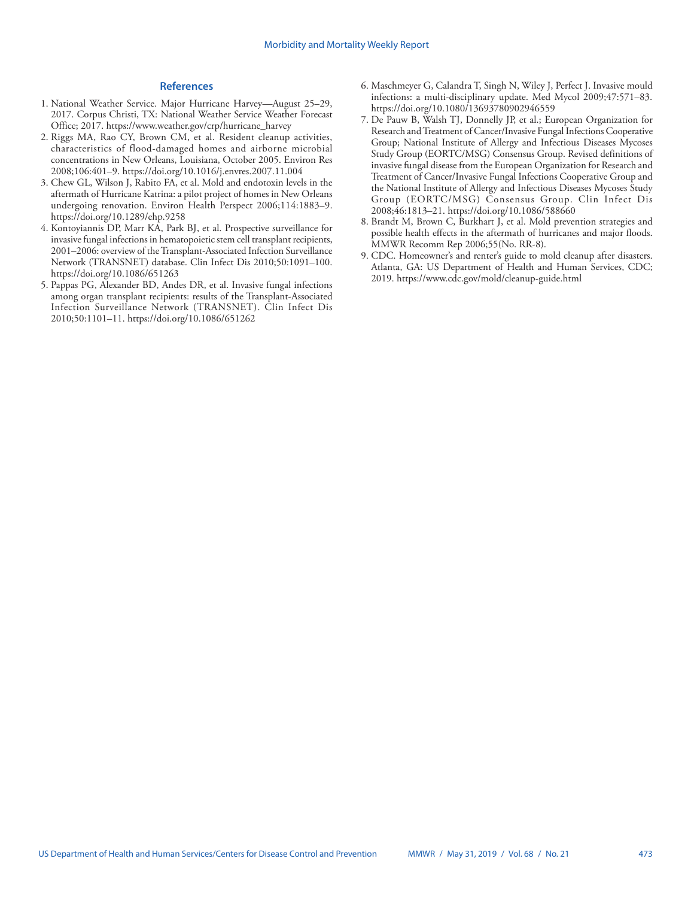## References

1. National Weather Service. Major Hurricane Harvey—August 25–29, 2017. Corpus Christi, TX: National Weather Service Weather Forecast Office; 2017. https://www.weather.gov/crp/hurricane_harvey
2. Riggs MA, Rao CY, Brown CM, et al. Resident cleanup activities, characteristics of flood-damaged homes and airborne microbial concentrations in New Orleans, Louisiana, October 2005. Environ Res 2008;106:401–9. https://doi.org/10.1016/j.envres.2007.11.004
3. Chew GL, Wilson J, Rabito FA, et al. Mold and endotoxin levels in the aftermath of Hurricane Katrina: a pilot project of homes in New Orleans undergoing renovation. Environ Health Perspect 2006;114:1883–9. https://doi.org/10.1289/ehp.9258
4. Kontoyiannis DP, Marr KA, Park BJ, et al. Prospective surveillance for invasive fungal infections in hematopoietic stem cell transplant recipients, 2001–2006: overview of the Transplant-Associated Infection Surveillance Network (TRANSNET) database. Clin Infect Dis 2010;50:1091–100. https://doi.org/10.1086/651263
5. Pappas PG, Alexander BD, Andes DR, et al. Invasive fungal infections among organ transplant recipients: results of the Transplant-Associated Infection Surveillance Network (TRANSNET). Clin Infect Dis 2010;50:1101–11. https://doi.org/10.1086/651262
6. Maschmeyer G, Calandra T, Singh N, Wiley J, Perfect J. Invasive mould infections: a multi-disciplinary update. Med Mycol 2009;47:571–83. https://doi.org/10.1080/13693780902946559
7. De Pauw B, Walsh TJ, Donnelly JP, et al.; European Organization for Research and Treatment of Cancer/Invasive Fungal Infections Cooperative Group; National Institute of Allergy and Infectious Diseases Mycoses Study Group (EORTC/MSG) Consensus Group. Revised definitions of invasive fungal disease from the European Organization for Research and Treatment of Cancer/Invasive Fungal Infections Cooperative Group and the National Institute of Allergy and Infectious Diseases Mycoses Study Group (EORTC/MSG) Consensus Group. Clin Infect Dis 2008;46:1813–21. https://doi.org/10.1086/588660
8. Brandt M, Brown C, Burkhart J, et al. Mold prevention strategies and possible health effects in the aftermath of hurricanes and major floods. MMWR Recomm Rep 2006;55(No. RR-8).
9. CDC. Homeowner's and renter's guide to mold cleanup after disasters. Atlanta, GA: US Department of Health and Human Services, CDC; 2019. https://www.cdc.gov/mold/cleanup-guide.html